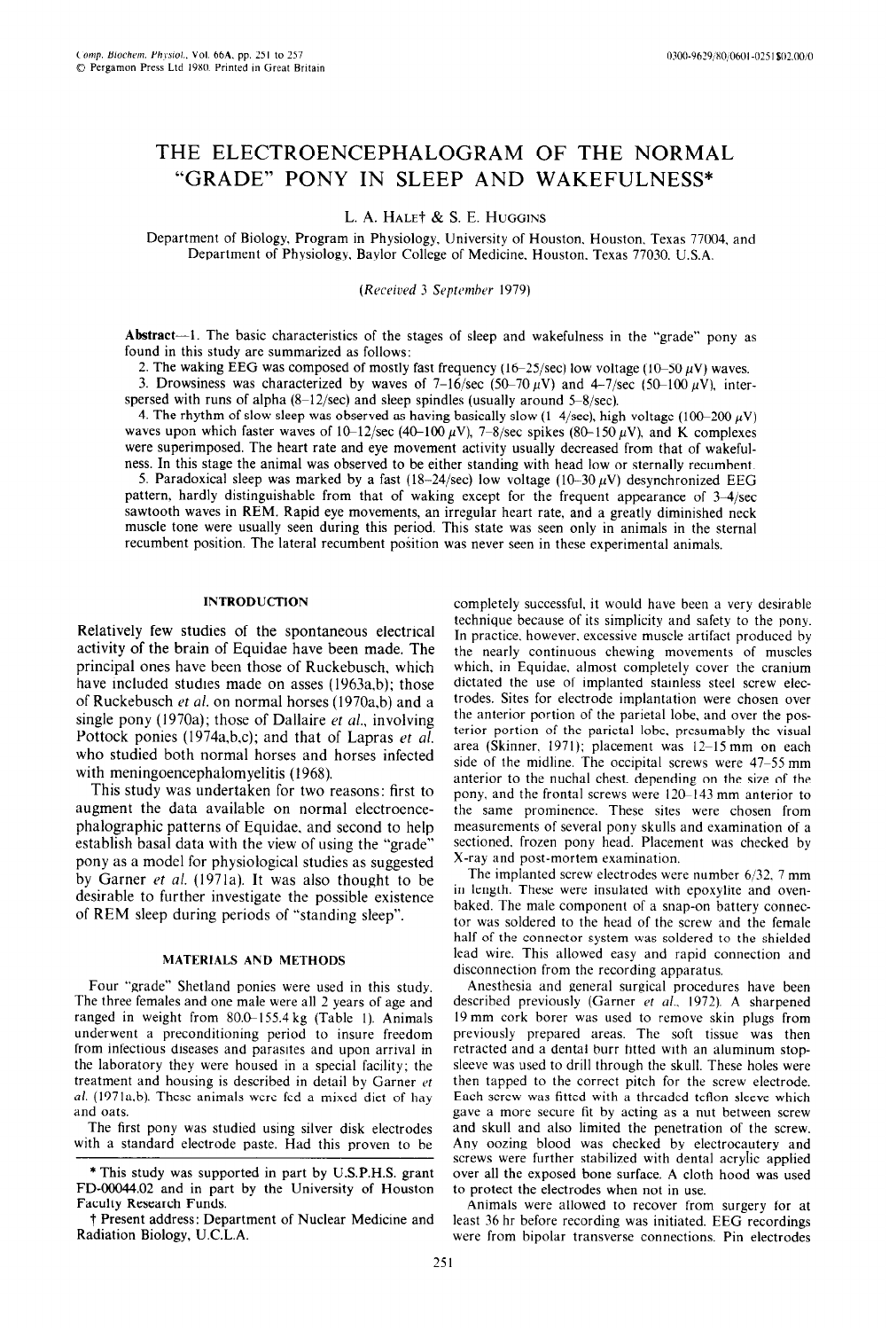# THE ELECTROENCEPHALOGRAM OF THE NORMAL "GRADE" PONY IN SLEEP AND WAKEFULNESS*

L. A. HALE† & S. E. HUGGINS

Department of Biology, Program in Physiology, University of Houston, Houston, Texas 77004, and Department of Physiology, Baylor College of Medicine, Houston, Texas 77030, U.S.A.

*(Received 3 September 1979)*

**Abstract**—1. The basic characteristics of the stages of sleep and wakefulness in the "grade" pony as found in this study are summarized as follows:

2. The waking EEG was composed of mostly fast frequency (16–25/sec) low voltage (10–50 $\mu$V) waves.

3. Drowsiness was characterized by waves of 7–16/sec (50–70 $\mu$V) and 4–7/sec (50–100 $\mu$V), interspersed with runs of alpha (8–12/sec) and sleep spindles (usually around 5–8/sec).

4. The rhythm of slow sleep was observed as having basically slow (1 4/sec), high voltage (100–200 $\mu$V) waves upon which faster waves of 10–12/sec (40–100 $\mu$V), 7–8/sec spikes (80–150 $\mu$V), and K complexes were superimposed. The heart rate and eye movement activity usually decreased from that of wakefulness. In this stage the animal was observed to be either standing with head low or sternally recumbent.

5. Paradoxical sleep was marked by a fast (18–24/sec) low voltage (10–30 $\mu$V) desynchronized EEG pattern, hardly distinguishable from that of waking except for the frequent appearance of 3–4/sec sawtooth waves in REM. Rapid eye movements, an irregular heart rate, and a greatly diminished neck muscle tone were usually seen during this period. This state was seen only in animals in the sternal recumbent position. The lateral recumbent position was never seen in these experimental animals.

## INTRODUCTION

Relatively few studies of the spontaneous electrical activity of the brain of Equidae have been made. The principal ones have been those of Ruckebusch, which have included studies made on asses (1963a,b); those of Ruckebusch *et al.* on normal horses (1970a,b) and a single pony (1970a); those of Dallaire *et al.*, involving Pottock ponies (1974a,b,c); and that of Lapras *et al.* who studied both normal horses and horses infected with meningoencephalomyelitis (1968).

This study was undertaken for two reasons: first to augment the data available on normal electroencephalographic patterns of Equidae, and second to help establish basal data with the view of using the "grade" pony as a model for physiological studies as suggested by Garner *et al.* (1971a). It was also thought to be desirable to further investigate the possible existence of REM sleep during periods of "standing sleep".

## MATERIALS AND METHODS

Four "grade" Shetland ponies were used in this study. The three females and one male were all 2 years of age and ranged in weight from 80.0–155.4 kg (Table 1). Animals underwent a preconditioning period to insure freedom from infectious diseases and parasites and upon arrival in the laboratory they were housed in a special facility; the treatment and housing is described in detail by Garner *et al.* (1971a,b). These animals were fed a mixed diet of hay and oats.

The first pony was studied using silver disk electrodes with a standard electrode paste. Had this proven to be completely successful, it would have been a very desirable technique because of its simplicity and safety to the pony. In practice, however, excessive muscle artifact produced by the nearly continuous chewing movements of muscles which, in Equidae, almost completely cover the cranium dictated the use of implanted stainless steel screw electrodes. Sites for electrode implantation were chosen over the anterior portion of the parietal lobe, and over the posterior portion of the parietal lobe, presumably the visual area (Skinner, 1971); placement was 12–15 mm on each side of the midline. The occipital screws were 47–55 mm anterior to the nuchal chest, depending on the size of the pony, and the frontal screws were 120–143 mm anterior to the same prominence. These sites were chosen from measurements of several pony skulls and examination of a sectioned, frozen pony head. Placement was checked by X-ray and post-mortem examination.

The implanted screw electrodes were number 6/32, 7 mm in length. These were insulated with epoxylite and oven-baked. The male component of a snap-on battery connector was soldered to the head of the screw and the female half of the connector system was soldered to the shielded lead wire. This allowed easy and rapid connection and disconnection from the recording apparatus.

Anesthesia and general surgical procedures have been described previously (Garner *et al.*, 1972). A sharpened 19 mm cork borer was used to remove skin plugs from previously prepared areas. The soft tissue was then retracted and a dental burr fitted with an aluminum stop-sleeve was used to drill through the skull. These holes were then tapped to the correct pitch for the screw electrode. Each screw was fitted with a threaded teflon sleeve which gave a more secure fit by acting as a nut between screw and skull and also limited the penetration of the screw. Any oozing blood was checked by electrocautery and screws were further stabilized with dental acrylic applied over all the exposed bone surface. A cloth hood was used to protect the electrodes when not in use.

Animals were allowed to recover from surgery for at least 36 hr before recording was initiated. EEG recordings were from bipolar transverse connections. Pin electrodes

---

* This study was supported in part by U.S.P.H.S. grant FD-00044.02 and in part by the University of Houston Faculty Research Funds.

† Present address: Department of Nuclear Medicine and Radiation Biology, U.C.L.A.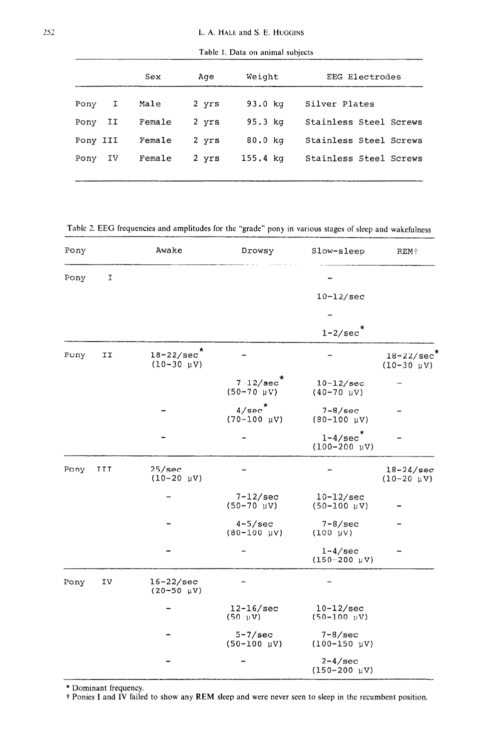Table 1. Data on animal subjects

| | Sex | Age | Weight | EEG Electrodes |
|---|---|---|---|---|
| Pony I | Male | 2 yrs | 93.0 kg | Silver Plates |
| Pony II | Female | 2 yrs | 95.3 kg | Stainless Steel Screws |
| Pony III | Female | 2 yrs | 80.0 kg | Stainless Steel Screws |
| Pony IV | Female | 2 yrs | 155.4 kg | Stainless Steel Screws |

Table 2. EEG frequencies and amplitudes for the "grade" pony in various stages of sleep and wakefulness

| Pony | Awake | Drowsy | Slow-sleep | REM† |
|---|---|---|---|---|
| Pony I | | | - | |
| | | | 10-12/sec | |
| | | | - | |
| | | | 1-2/sec* | |
| Pony II | 18-22/sec* (10-30 μV) | - | - | 18-22/sec* (10-30 μV) |
| | | 7-12/sec* (50-70 μV) | 10-12/sec (40-70 μV) | - |
| | - | 4/sec* (70-100 μV) | 7-8/sec (80-100 μV) | - |
| | - | - | 1-4/sec* (100-200 μV) | - |
| Pony III | 25/sec (10-20 μV) | - | - | 18-24/sec (10-20 μV) |
| | - | 7-12/sec (50-70 μV) | 10-12/sec (50-100 μV) | - |
| | - | 4-5/sec (80-100 μV) | 7-8/sec (100 μV) | - |
| | - | - | 1-4/sec (150-200 μV) | - |
| Pony IV | 16-22/sec (20-50 μV) | - | - | |
| | - | 12-16/sec (50 μV) | 10-12/sec (50-100 μV) | |
| | - | 5-7/sec (50-100 μV) | 7-8/sec (100-150 μV) | |
| | - | - | 2-4/sec (150-200 μV) | |

\* Dominant frequency.

† Ponies I and IV failed to show any REM sleep and were never seen to sleep in the recumbent position.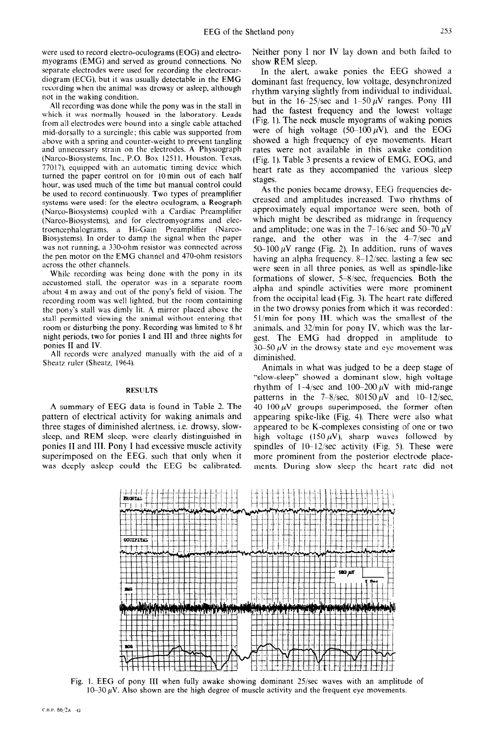were used to record electro-oculograms (EOG) and electromyograms (EMG) and served as ground connections. No separate electrodes were used for recording the electrocardiogram (ECG), but it was usually detectable in the EMG recording when the animal was drowsy or asleep, although not in the waking condition.

All recording was done while the pony was in the stall in which it was normally housed in the laboratory. Leads from all electrodes were bound into a single cable attached mid-dorsally to a surcingle; this cable was supported from above with a spring and counter-weight to prevent tangling and unnecessary strain on the electrodes. A Physiograph (Narco-Biosystems, Inc., P.O. Box 12511, Houston, Texas, 77017), equipped with an automatic timing device which turned the paper control on for 10 min out of each half hour, was used much of the time but manual control could be used to record continuously. Two types of preamplifier systems were used: for the electro oculogram, a Reograph (Narco-Biosystems) coupled with a Cardiac Preamplifier (Narco-Biosystems), and for electromyograms and electroencephalograms, a Hi-Gain Preamplifier (Narco-Biosystems). In order to damp the signal when the paper was not running, a 330-ohm resistor was connected across the pen motor on the EMG channel and 470-ohm resistors across the other channels.

While recording was being done with the pony in its accustomed stall, the operator was in a separate room about 4 m away and out of the pony's field of vision. The recording room was well lighted, but the room containing the pony's stall was dimly lit. A mirror placed above the stall permitted viewing the animal without entering that room or disturbing the pony. Recording was limited to 8 hr night periods, two for ponies I and III and three nights for ponies II and IV.

All records were analyzed manually with the aid of a Sheatz ruler (Sheatz, 1964).

## RESULTS

A summary of EEG data is found in Table 2. The pattern of electrical activity for waking animals and three stages of diminished alertness, i.e. drowsy, slow-sleep, and REM sleep, were clearly distinguished in ponies II and III. Pony I had excessive muscle activity superimposed on the EEG, such that only when it was deeply asleep could the EEG be calibrated. Neither pony I nor IV lay down and both failed to show REM sleep.

In the alert, awake ponies the EEG showed a dominant fast frequency, low voltage, desynchronized rhythm varying slightly from individual to individual, but in the 16–25/sec and 1–50 $\mu$V ranges. Pony III had the fastest frequency and the lowest voltage (Fig. 1). The neck muscle myograms of waking ponies were of high voltage (50–100 $\mu$V), and the EOG showed a high frequency of eye movements. Heart rates were not available in this awake condition (Fig. 1). Table 3 presents a review of EMG, EOG, and heart rate as they accompanied the various sleep stages.

As the ponies became drowsy, EEG frequencies decreased and amplitudes increased. Two rhythms of approximately equal importance were seen, both of which might be described as midrange in frequency and amplitude; one was in the 7–16/sec and 50–70 $\mu$V range, and the other was in the 4–7/sec and 50–100 $\mu$V range (Fig. 2). In addition, runs of waves having an alpha frequency, 8–12/sec, lasting a few sec were seen in all three ponies, as well as spindle-like formations of slower, 5–8/sec, frequencies. Both the alpha and spindle activities were more prominent from the occipital lead (Fig. 3). The heart rate differed in the two drowsy ponies from which it was recorded: 51/min for pony III, which was the smallest of the animals, and 32/min for pony IV, which was the largest. The EMG had dropped in amplitude to 30–50 $\mu$V in the drowsy state and eye movement was diminished.

Animals in what was judged to be a deep stage of "slow-sleep" showed a dominant slow, high voltage rhythm of 1–4/sec and 100–200 $\mu$V with mid-range patterns in the 7–8/sec, 80150 $\mu$V and 10–12/sec, 40 100 $\mu$V groups superimposed, the former often appearing spike-like (Fig. 4). There were also what appeared to be K-complexes consisting of one or two high voltage (150 $\mu$V), sharp waves followed by spindles of 10–12/sec activity (Fig. 5). These were more prominent from the posterior electrode placements. During slow sleep the heart rate did not

Fig. 1. EEG of pony III when fully awake showing dominant 25/sec waves with an amplitude of 10–30 $\mu$V. Also shown are the high degree of muscle activity and the frequent eye movements.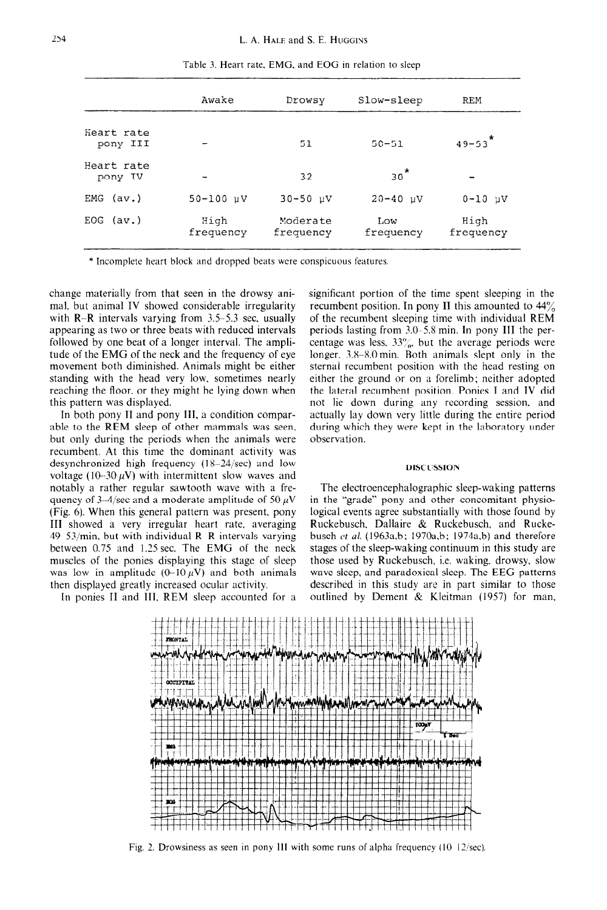Table 3. Heart rate, EMG, and EOG in relation to sleep

| | Awake | Drowsy | Slow-sleep | REM |
|---|---|---|---|---|
| Heart rate pony III | – | 51 | 50–51 | 49–53* |
| Heart rate pony IV | – | 32 | 30* | – |
| EMG (av.) | 50–100 μV | 30–50 μV | 20–40 μV | 0–10 μV |
| EOG (av.) | High frequency | Moderate frequency | Low frequency | High frequency |

\* Incomplete heart block and dropped beats were conspicuous features.

change materially from that seen in the drowsy animal, but animal IV showed considerable irregularity with R–R intervals varying from 3.5–5.3 sec, usually appearing as two or three beats with reduced intervals followed by one beat of a longer interval. The amplitude of the EMG of the neck and the frequency of eye movement both diminished. Animals might be either standing with the head very low, sometimes nearly reaching the floor, or they might be lying down when this pattern was displayed.

In both pony II and pony III, a condition comparable to the REM sleep of other mammals was seen, but only during the periods when the animals were recumbent. At this time the dominant activity was desynchronized high frequency (18–24/sec) and low voltage (10–30 $\mu$V) with intermittent slow waves and notably a rather regular sawtooth wave with a frequency of 3–4/sec and a moderate amplitude of 50 $\mu$V (Fig. 6). When this general pattern was present, pony III showed a very irregular heart rate, averaging 49–53/min, but with individual R–R intervals varying between 0.75 and 1.25 sec. The EMG of the neck muscles of the ponies displaying this stage of sleep was low in amplitude (0–10 $\mu$V) and both animals then displayed greatly increased ocular activity.

In ponies II and III, REM sleep accounted for a significant portion of the time spent sleeping in the recumbent position. In pony II this amounted to 44% of the recumbent sleeping time with individual REM periods lasting from 3.0–5.8 min. In pony III the percentage was less, 33%, but the average periods were longer, 3.8–8.0 min. Both animals slept only in the sternal recumbent position with the head resting on either the ground or on a forelimb; neither adopted the lateral recumbent position. Ponies I and IV did not lie down during any recording session, and actually lay down very little during the entire period during which they were kept in the laboratory under observation.

## DISCUSSION

The electroencephalographic sleep-waking patterns in the "grade" pony and other concomitant physiological events agree substantially with those found by Ruckebusch, Dallaire & Ruckebusch, and Ruckebusch *et al.* (1963a,b; 1970a,b; 1974a,b) and therefore stages of the sleep-waking continuum in this study are those used by Ruckebusch, i.e. waking, drowsy, slow wave sleep, and paradoxical sleep. The EEG patterns described in this study are in part similar to those outlined by Dement & Kleitman (1957) for man,

Fig. 2. Drowsiness as seen in pony III with some runs of alpha frequency (10–12/sec).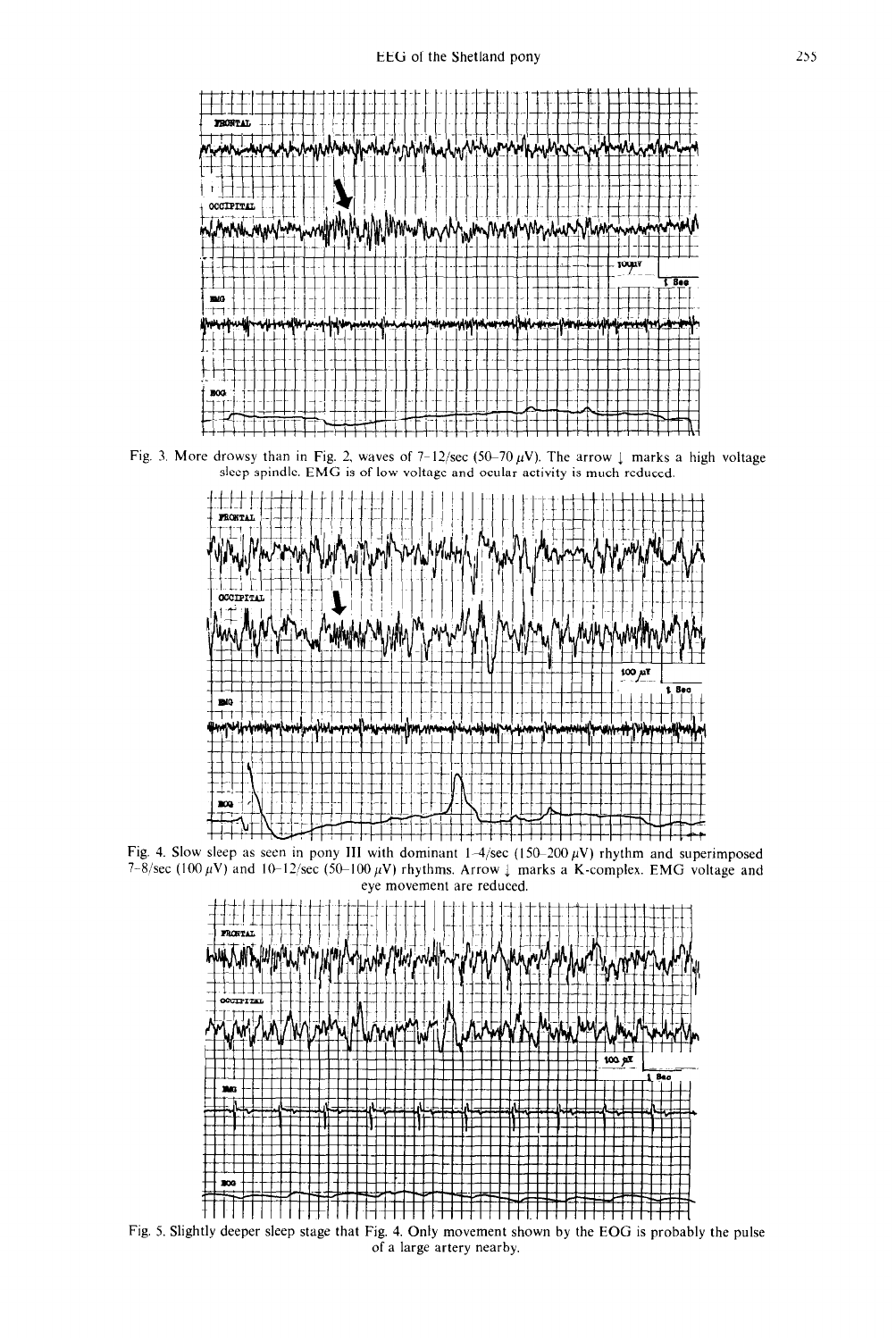Fig. 3. More drowsy than in Fig. 2, waves of 7–12/sec (50–70 $\mu$V). The arrow ↓ marks a high voltage sleep spindle. EMG is of low voltage and ocular activity is much reduced.

Fig. 4. Slow sleep as seen in pony III with dominant 1–4/sec (150–200 $\mu$V) rhythm and superimposed 7–8/sec (100 $\mu$V) and 10–12/sec (50–100 $\mu$V) rhythms. Arrow ↓ marks a K-complex. EMG voltage and eye movement are reduced.

Fig. 5. Slightly deeper sleep stage that Fig. 4. Only movement shown by the EOG is probably the pulse of a large artery nearby.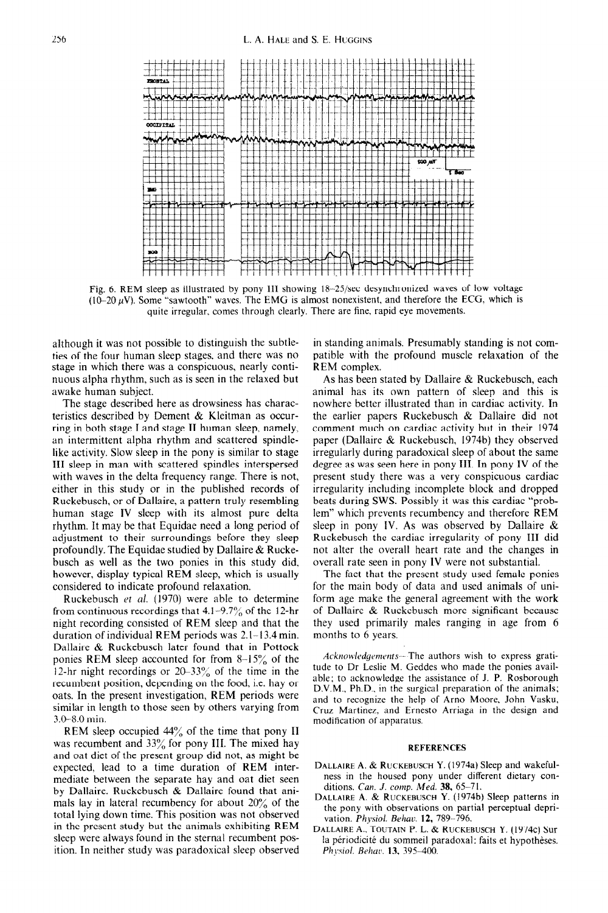Fig. 6. REM sleep as illustrated by pony III showing 18–25/sec desynchronized waves of low voltage (10–20 $\mu$V). Some "sawtooth" waves. The EMG is almost nonexistent, and therefore the ECG, which is quite irregular, comes through clearly. There are fine, rapid eye movements.

although it was not possible to distinguish the subtleties of the four human sleep stages, and there was no stage in which there was a conspicuous, nearly continuous alpha rhythm, such as is seen in the relaxed but awake human subject.

The stage described here as drowsiness has characteristics described by Dement & Kleitman as occurring in both stage I and stage II human sleep, namely, an intermittent alpha rhythm and scattered spindle-like activity. Slow sleep in the pony is similar to stage III sleep in man with scattered spindles interspersed with waves in the delta frequency range. There is not, either in this study or in the published records of Ruckebusch, or of Dallaire, a pattern truly resembling human stage IV sleep with its almost pure delta rhythm. It may be that Equidae need a long period of adjustment to their surroundings before they sleep profoundly. The Equidae studied by Dallaire & Ruckebusch as well as the two ponies in this study did, however, display typical REM sleep, which is usually considered to indicate profound relaxation.

Ruckebusch *et al.* (1970) were able to determine from continuous recordings that 4.1–9.7% of the 12-hr night recording consisted of REM sleep and that the duration of individual REM periods was 2.1–13.4 min. Dallaire & Ruckebusch later found that in Pottock ponies REM sleep accounted for from 8–15% of the 12-hr night recordings or 20–33% of the time in the recumbent position, depending on the food, i.e. hay or oats. In the present investigation, REM periods were similar in length to those seen by others varying from 3.0–8.0 min.

REM sleep occupied 44% of the time that pony II was recumbent and 33% for pony III. The mixed hay and oat diet of the present group did not, as might be expected, lead to a time duration of REM intermediate between the separate hay and oat diet seen by Dallaire. Ruckebusch & Dallaire found that animals lay in lateral recumbency for about 20% of the total lying down time. This position was not observed in the present study but the animals exhibiting REM sleep were always found in the sternal recumbent position. In neither study was paradoxical sleep observed in standing animals. Presumably standing is not compatible with the profound muscle relaxation of the REM complex.

As has been stated by Dallaire & Ruckebusch, each animal has its own pattern of sleep and this is nowhere better illustrated than in cardiac activity. In the earlier papers Ruckebusch & Dallaire did not comment much on cardiac activity but in their 1974 paper (Dallaire & Ruckebusch, 1974b) they observed irregularly during paradoxical sleep of about the same degree as was seen here in pony III. In pony IV of the present study there was a very conspicuous cardiac irregularity including incomplete block and dropped beats during SWS. Possibly it was this cardiac "problem" which prevents recumbency and therefore REM sleep in pony IV. As was observed by Dallaire & Ruckebusch the cardiac irregularity of pony III did not alter the overall heart rate and the changes in overall rate seen in pony IV were not substantial.

The fact that the present study used female ponies for the main body of data and used animals of uniform age make the general agreement with the work of Dallaire & Ruckebusch more significant because they used primarily males ranging in age from 6 months to 6 years.

*Acknowledgements*—The authors wish to express gratitude to Dr Leslie M. Geddes who made the ponies available; to acknowledge the assistance of J. P. Rosborough D.V.M., Ph.D., in the surgical preparation of the animals; and to recognize the help of Arno Moore, John Vasku, Cruz Martinez, and Ernesto Arriaga in the design and modification of apparatus.

## REFERENCES

DALLAIRE A. & RUCKEBUSCH Y. (1974a) Sleep and wakefulness in the housed pony under different dietary conditions. *Can. J. comp. Med.* **38**, 65–71.

DALLAIRE A. & RUCKEBUSCH Y. (1974b) Sleep patterns in the pony with observations on partial perceptual deprivation. *Physiol. Behav.* **12**, 789–796.

DALLAIRE A., TOUTAIN P. L. & RUCKEBUSCH Y. (1974c) Sur la périodicité du sommeil paradoxal: faits et hypothèses. *Physiol. Behav.* **13**, 395–400.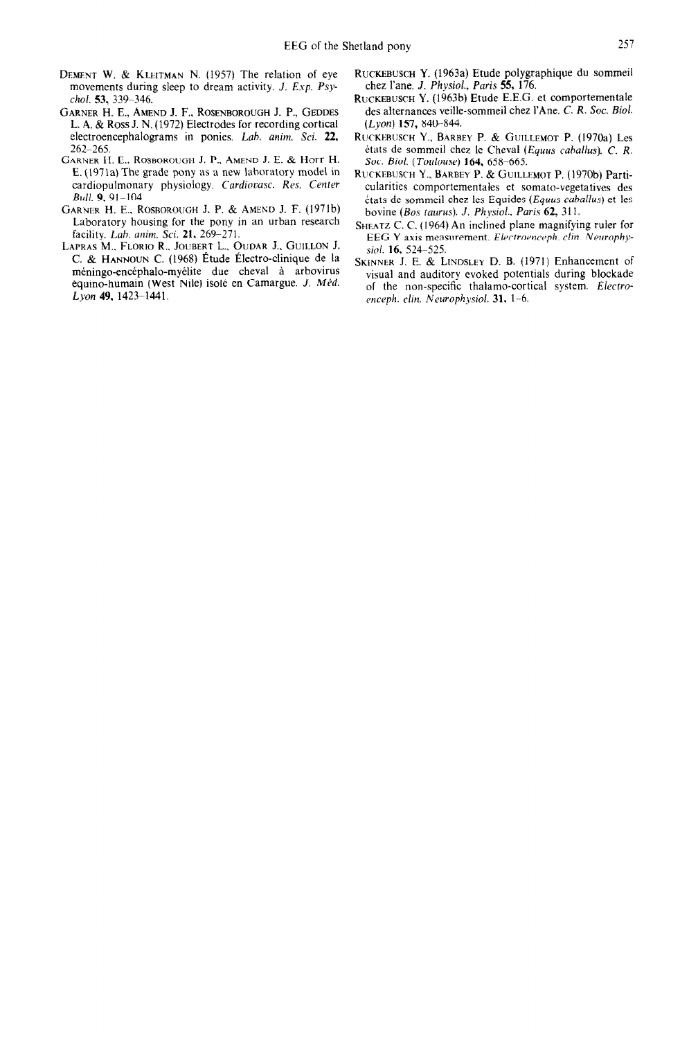DEMENT W. & KLEITMAN N. (1957) The relation of eye movements during sleep to dream activity. *J. Exp. Psychol.* **53**, 339–346.

GARNER H. E., AMEND J. F., ROSENBOROUGH J. P., GEDDES L. A. & ROSS J. N. (1972) Electrodes for recording cortical electroencephalograms in ponies. *Lab. anim. Sci.* **22**, 262–265.

GARNER H. E., ROSBOROUGH J. P., AMEND J. E. & HOFF H. E. (1971a) The grade pony as a new laboratory model in cardiopulmonary physiology. *Cardiovasc. Res. Center Bull.* **9**, 91–104

GARNER H. E., ROSBOROUGH J. P. & AMEND J. F. (1971b) Laboratory housing for the pony in an urban research facility. *Lab. anim. Sci.* **21**, 269–271.

LAPRAS M., FLORIO R., JOUBERT L., OUDAR J., GUILLON J. C. & HANNOUN C. (1968) Étude Électro-clinique de la méningo-encéphalo-myélite due cheval à arbovirus équino-humain (West Nile) isolé en Camargue. *J. Méd. Lyon* **49**, 1423–1441.

RUCKEBUSCH Y. (1963a) Etude polygraphique du sommeil chez l'ane. *J. Physiol., Paris* **55**, 176.

RUCKEBUSCH Y. (1963b) Etude E.E.G. et comportementale des alternances veille-sommeil chez l'Ane. *C. R. Soc. Biol. (Lyon)* **157**, 840–844.

RUCKEBUSCH Y., BARBEY P. & GUILLEMOT P. (1970a) Les états de sommeil chez le Cheval (*Equus caballus*). *C. R. Soc. Biol. (Toulouse)* **164**, 658–665.

RUCKEBUSCH Y., BARBEY P. & GUILLEMOT P. (1970b) Particularities comportementales et somato-vegetatives des états de sommeil chez les Equides (*Equus caballus*) et les bovine (*Bos taurus*). *J. Physiol., Paris* **62**, 311.

SHEATZ C. C. (1964) An inclined plane magnifying ruler for EEG Y axis measurement. *Electroenceph. clin. Neurophysiol.* **16**, 524–525.

SKINNER J. E. & LINDSLEY D. B. (1971) Enhancement of visual and auditory evoked potentials during blockade of the non-specific thalamo-cortical system. *Electroenceph. clin. Neurophysiol.* **31**, 1–6.